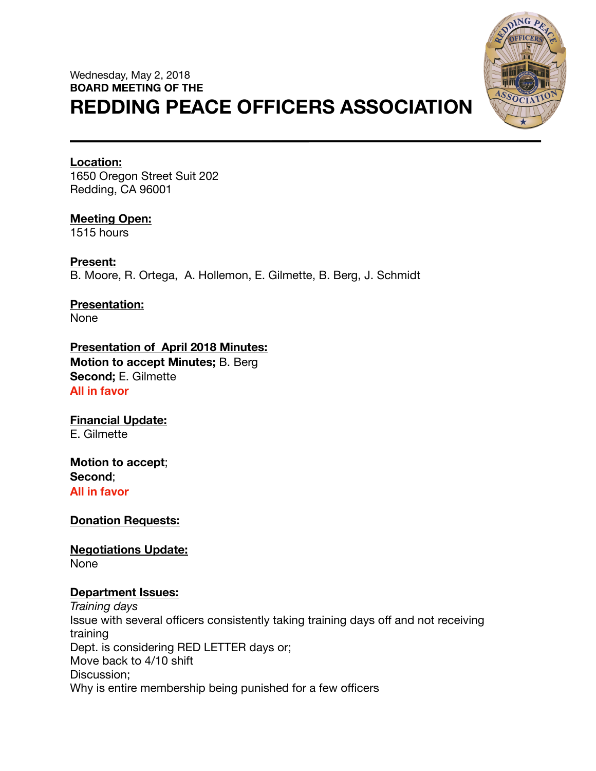Wednesday, May 2, 2018

**BOARD MEETING OF THE**

# REDDING PEACE OFFICERS ASSOCIATION

---

**Location:**

1650 Oregon Street Suit 202
Redding, CA 96001

**Meeting Open:**

1515 hours

**Present:**

B. Moore, R. Ortega, A. Hollemon, E. Gilmette, B. Berg, J. Schmidt

**Presentation:**

None

**Presentation of April 2018 Minutes:**

**Motion to accept Minutes;** B. Berg
**Second;** E. Gilmette
**All in favor**

**Financial Update:**

E. Gilmette

**Motion to accept**;
**Second**;
**All in favor**

**Donation Requests:**

**Negotiations Update:**

None

**Department Issues:**

*Training days*
Issue with several officers consistently taking training days off and not receiving training
Dept. is considering RED LETTER days or;
Move back to 4/10 shift
Discussion;
Why is entire membership being punished for a few officers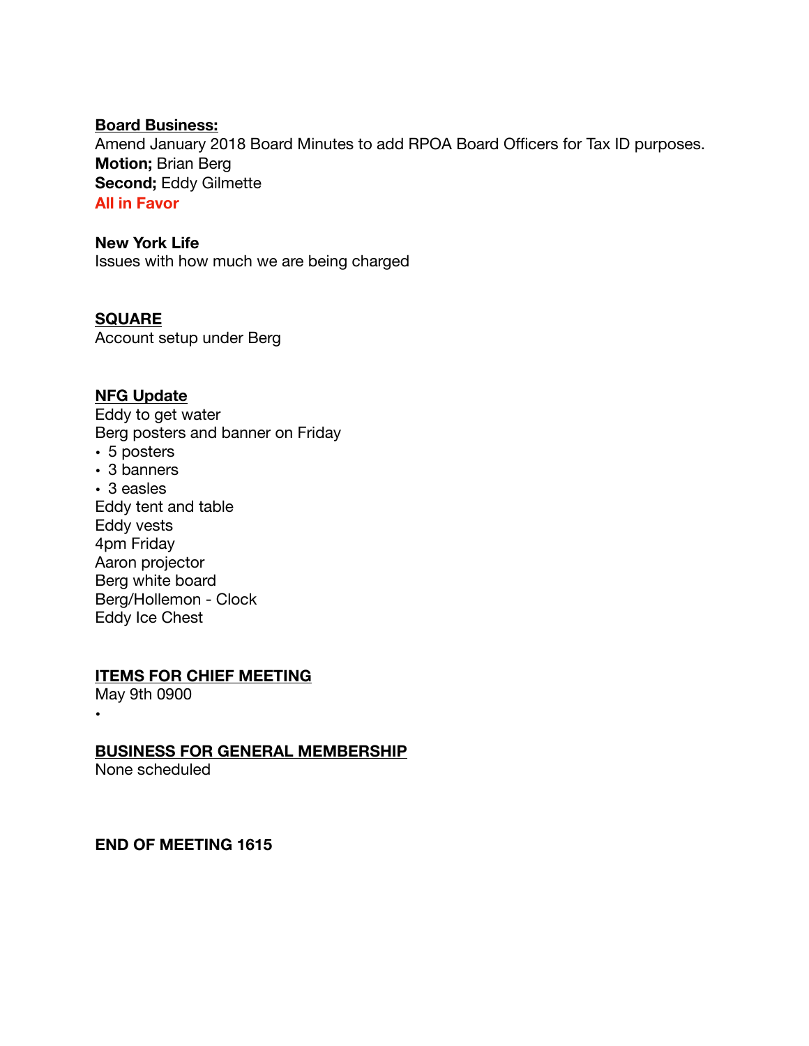**Board Business:**
Amend January 2018 Board Minutes to add RPOA Board Officers for Tax ID purposes.
**Motion;** Brian Berg
**Second;** Eddy Gilmette
**All in Favor**

**New York Life**
Issues with how much we are being charged

**SQUARE**
Account setup under Berg

**NFG Update**
Eddy to get water
Berg posters and banner on Friday

- 5 posters
- 3 banners
- 3 easles

Eddy tent and table
Eddy vests
4pm Friday
Aaron projector
Berg white board
Berg/Hollemon - Clock
Eddy Ice Chest

**ITEMS FOR CHIEF MEETING**
May 9th 0900

- 

**BUSINESS FOR GENERAL MEMBERSHIP**
None scheduled

**END OF MEETING 1615**